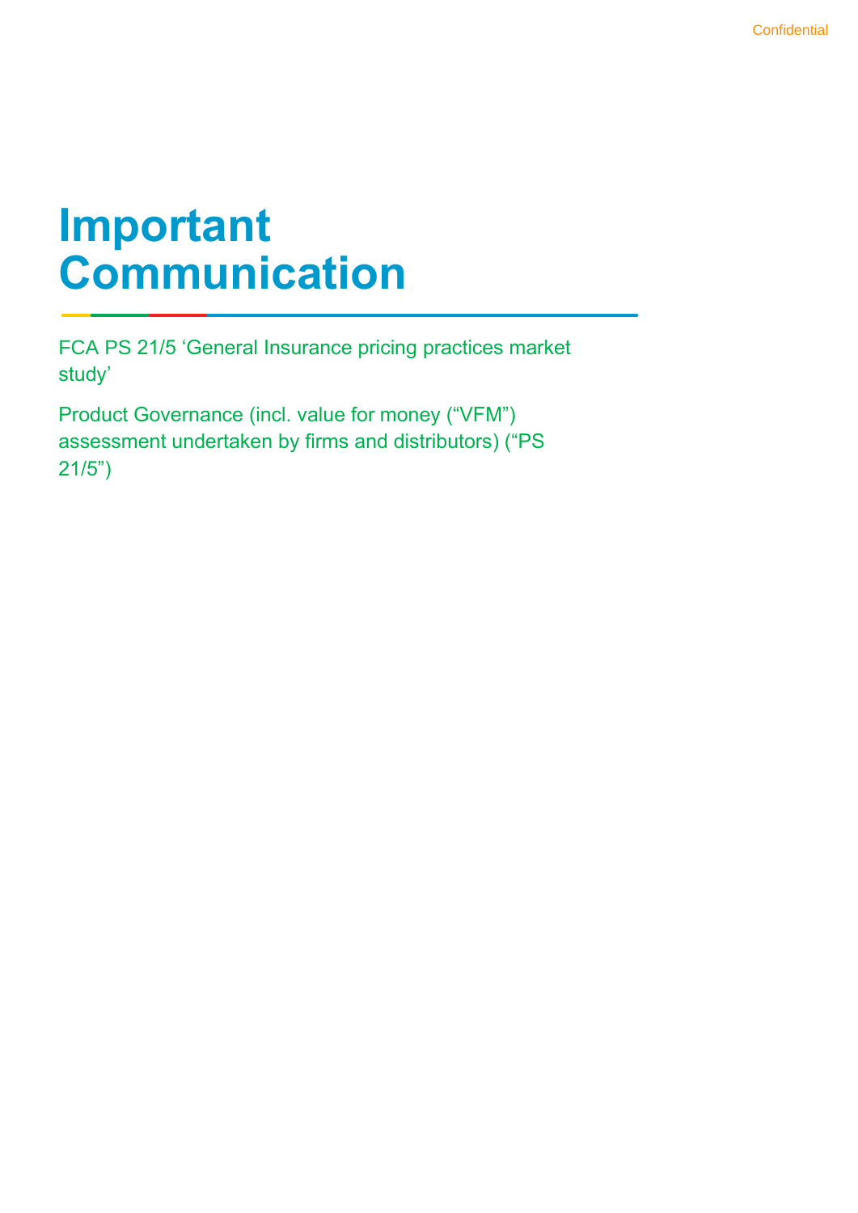# Important Communication

FCA PS 21/5 'General Insurance pricing practices market study'

Product Governance (incl. value for money ("VFM") assessment undertaken by firms and distributors) ("PS 21/5")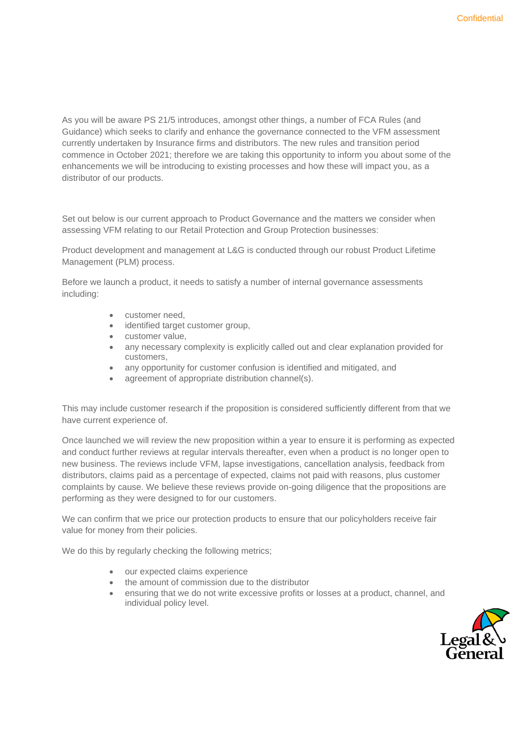As you will be aware PS 21/5 introduces, amongst other things, a number of FCA Rules (and Guidance) which seeks to clarify and enhance the governance connected to the VFM assessment currently undertaken by Insurance firms and distributors. The new rules and transition period commence in October 2021; therefore we are taking this opportunity to inform you about some of the enhancements we will be introducing to existing processes and how these will impact you, as a distributor of our products.

Set out below is our current approach to Product Governance and the matters we consider when assessing VFM relating to our Retail Protection and Group Protection businesses:

Product development and management at L&G is conducted through our robust Product Lifetime Management (PLM) process.

Before we launch a product, it needs to satisfy a number of internal governance assessments including:

- customer need,
- identified target customer group,
- customer value,
- any necessary complexity is explicitly called out and clear explanation provided for customers,
- any opportunity for customer confusion is identified and mitigated, and
- agreement of appropriate distribution channel(s).

This may include customer research if the proposition is considered sufficiently different from that we have current experience of.

Once launched we will review the new proposition within a year to ensure it is performing as expected and conduct further reviews at regular intervals thereafter, even when a product is no longer open to new business. The reviews include VFM, lapse investigations, cancellation analysis, feedback from distributors, claims paid as a percentage of expected, claims not paid with reasons, plus customer complaints by cause. We believe these reviews provide on-going diligence that the propositions are performing as they were designed to for our customers.

We can confirm that we price our protection products to ensure that our policyholders receive fair value for money from their policies.

We do this by regularly checking the following metrics;

- our expected claims experience
- the amount of commission due to the distributor
- ensuring that we do not write excessive profits or losses at a product, channel, and individual policy level.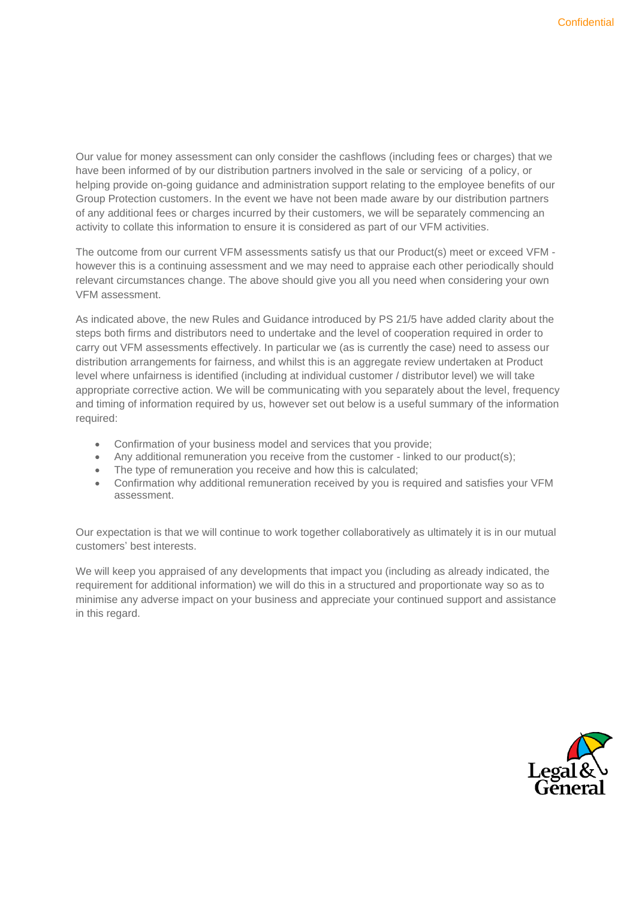Our value for money assessment can only consider the cashflows (including fees or charges) that we have been informed of by our distribution partners involved in the sale or servicing  of a policy, or helping provide on-going guidance and administration support relating to the employee benefits of our Group Protection customers. In the event we have not been made aware by our distribution partners of any additional fees or charges incurred by their customers, we will be separately commencing an activity to collate this information to ensure it is considered as part of our VFM activities.

The outcome from our current VFM assessments satisfy us that our Product(s) meet or exceed VFM - however this is a continuing assessment and we may need to appraise each other periodically should relevant circumstances change. The above should give you all you need when considering your own VFM assessment.

As indicated above, the new Rules and Guidance introduced by PS 21/5 have added clarity about the steps both firms and distributors need to undertake and the level of cooperation required in order to carry out VFM assessments effectively. In particular we (as is currently the case) need to assess our distribution arrangements for fairness, and whilst this is an aggregate review undertaken at Product level where unfairness is identified (including at individual customer / distributor level) we will take appropriate corrective action. We will be communicating with you separately about the level, frequency and timing of information required by us, however set out below is a useful summary of the information required:

- Confirmation of your business model and services that you provide;
- Any additional remuneration you receive from the customer - linked to our product(s);
- The type of remuneration you receive and how this is calculated;
- Confirmation why additional remuneration received by you is required and satisfies your VFM assessment.

Our expectation is that we will continue to work together collaboratively as ultimately it is in our mutual customers' best interests.

We will keep you appraised of any developments that impact you (including as already indicated, the requirement for additional information) we will do this in a structured and proportionate way so as to minimise any adverse impact on your business and appreciate your continued support and assistance in this regard.